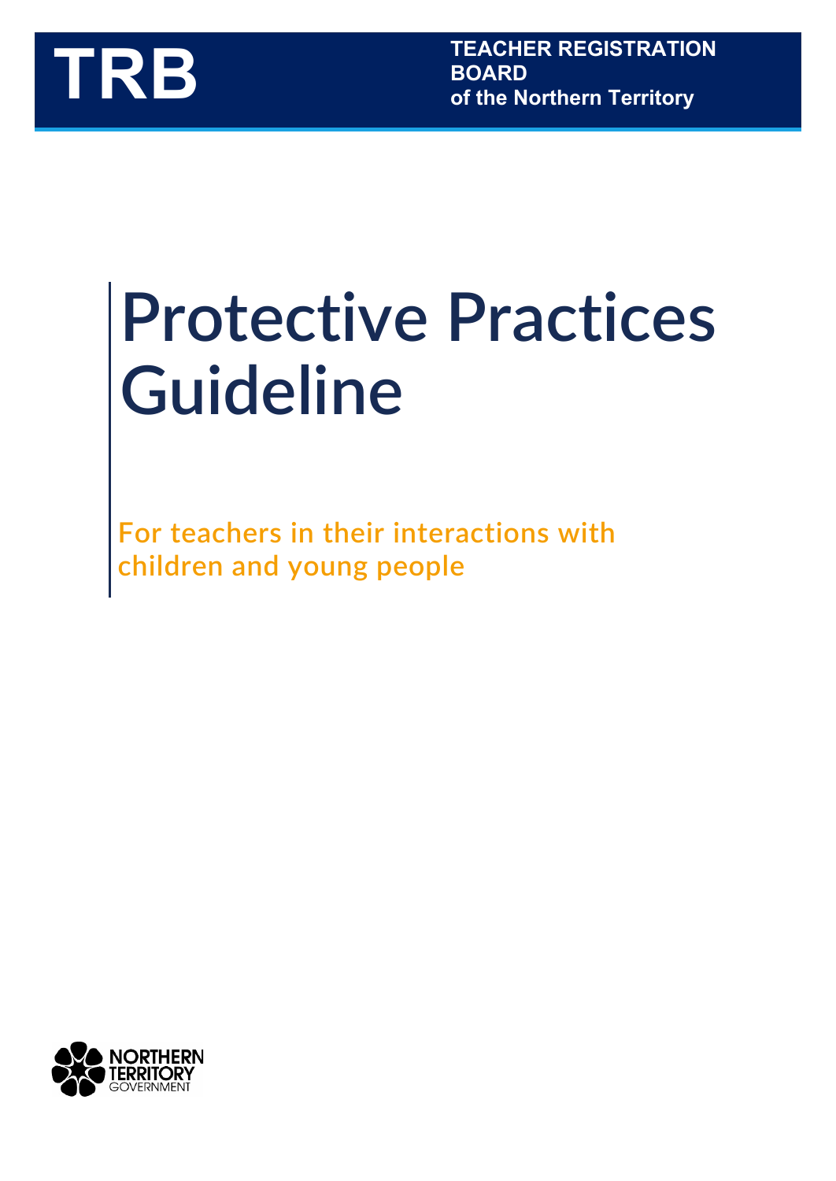TRB

**TEACHER REGISTRATION BOARD of the Northern Territory**

# Protective Practices Guideline

For teachers in their interactions with children and young people

NORTHERN TERRITORY GOVERNMENT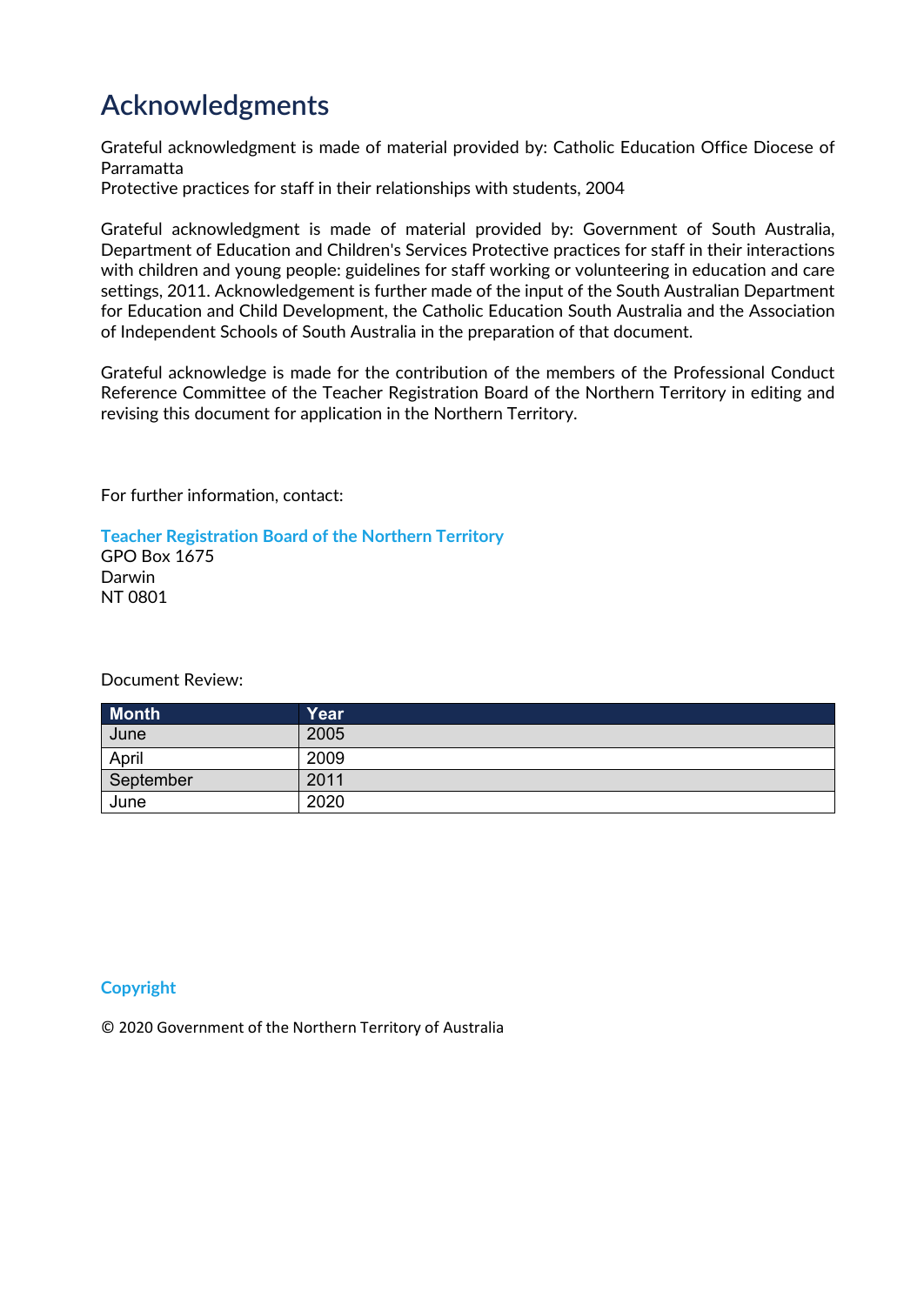# Acknowledgments

Grateful acknowledgment is made of material provided by: Catholic Education Office Diocese of Parramatta
Protective practices for staff in their relationships with students, 2004

Grateful acknowledgment is made of material provided by: Government of South Australia, Department of Education and Children's Services Protective practices for staff in their interactions with children and young people: guidelines for staff working or volunteering in education and care settings, 2011. Acknowledgement is further made of the input of the South Australian Department for Education and Child Development, the Catholic Education South Australia and the Association of Independent Schools of South Australia in the preparation of that document.

Grateful acknowledge is made for the contribution of the members of the Professional Conduct Reference Committee of the Teacher Registration Board of the Northern Territory in editing and revising this document for application in the Northern Territory.

For further information, contact:

**Teacher Registration Board of the Northern Territory**
GPO Box 1675
Darwin
NT 0801

Document Review:

| Month | Year |
|---|---|
| June | 2005 |
| April | 2009 |
| September | 2011 |
| June | 2020 |

**Copyright**

© 2020 Government of the Northern Territory of Australia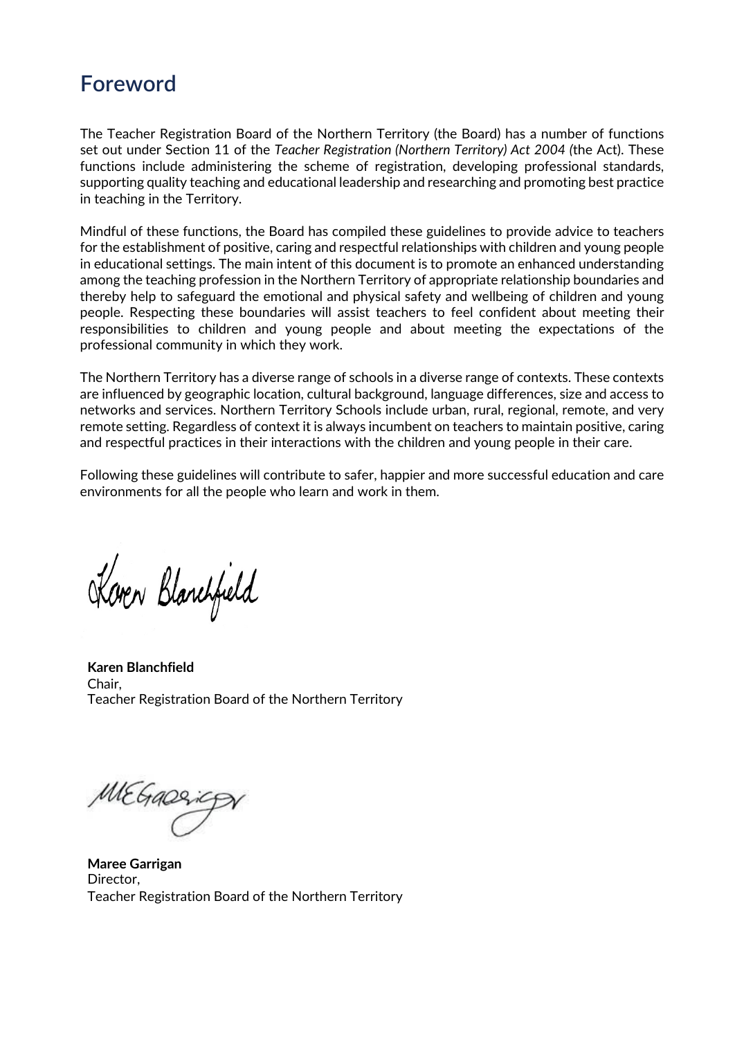# Foreword

The Teacher Registration Board of the Northern Territory (the Board) has a number of functions set out under Section 11 of the *Teacher Registration (Northern Territory) Act 2004* (the Act). These functions include administering the scheme of registration, developing professional standards, supporting quality teaching and educational leadership and researching and promoting best practice in teaching in the Territory.

Mindful of these functions, the Board has compiled these guidelines to provide advice to teachers for the establishment of positive, caring and respectful relationships with children and young people in educational settings. The main intent of this document is to promote an enhanced understanding among the teaching profession in the Northern Territory of appropriate relationship boundaries and thereby help to safeguard the emotional and physical safety and wellbeing of children and young people. Respecting these boundaries will assist teachers to feel confident about meeting their responsibilities to children and young people and about meeting the expectations of the professional community in which they work.

The Northern Territory has a diverse range of schools in a diverse range of contexts. These contexts are influenced by geographic location, cultural background, language differences, size and access to networks and services. Northern Territory Schools include urban, rural, regional, remote, and very remote setting. Regardless of context it is always incumbent on teachers to maintain positive, caring and respectful practices in their interactions with the children and young people in their care.

Following these guidelines will contribute to safer, happier and more successful education and care environments for all the people who learn and work in them.

**Karen Blanchfield**
Chair,
Teacher Registration Board of the Northern Territory

**Maree Garrigan**
Director,
Teacher Registration Board of the Northern Territory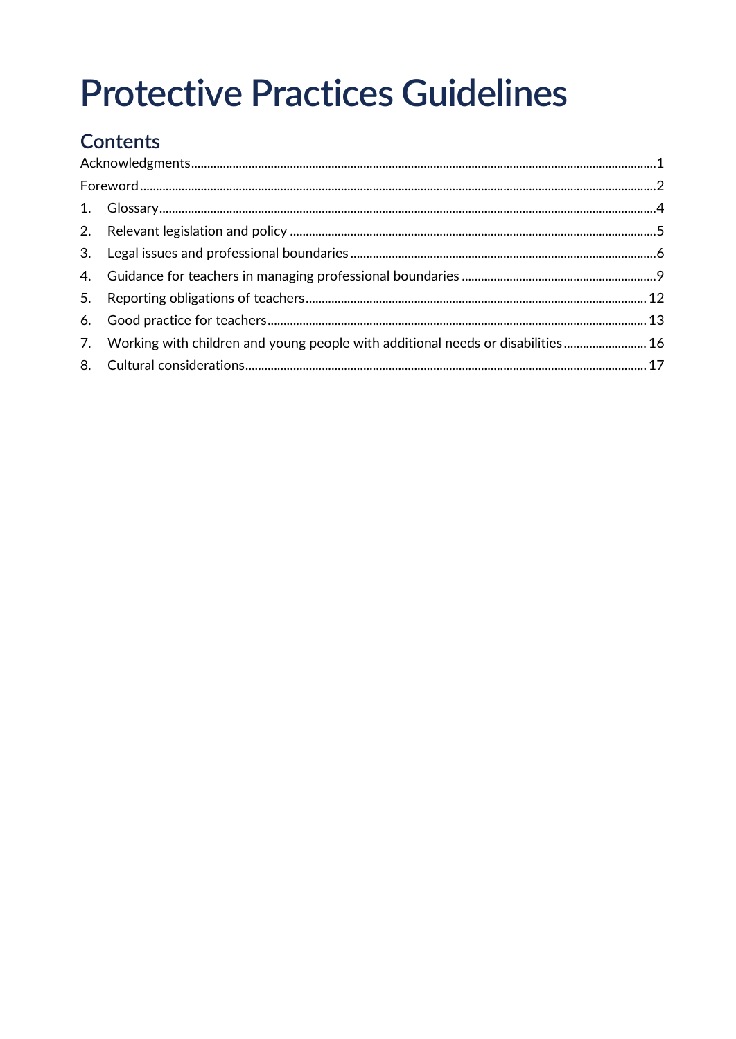# Protective Practices Guidelines

## Contents

Acknowledgments ........................................................................ 1

Foreword ........................................................................ 2

1. Glossary ........................................................................ 4
2. Relevant legislation and policy ........................................................................ 5
3. Legal issues and professional boundaries ........................................................................ 6
4. Guidance for teachers in managing professional boundaries ........................................................................ 9
5. Reporting obligations of teachers ........................................................................ 12
6. Good practice for teachers ........................................................................ 13
7. Working with children and young people with additional needs or disabilities ........................................................................ 16
8. Cultural considerations ........................................................................ 17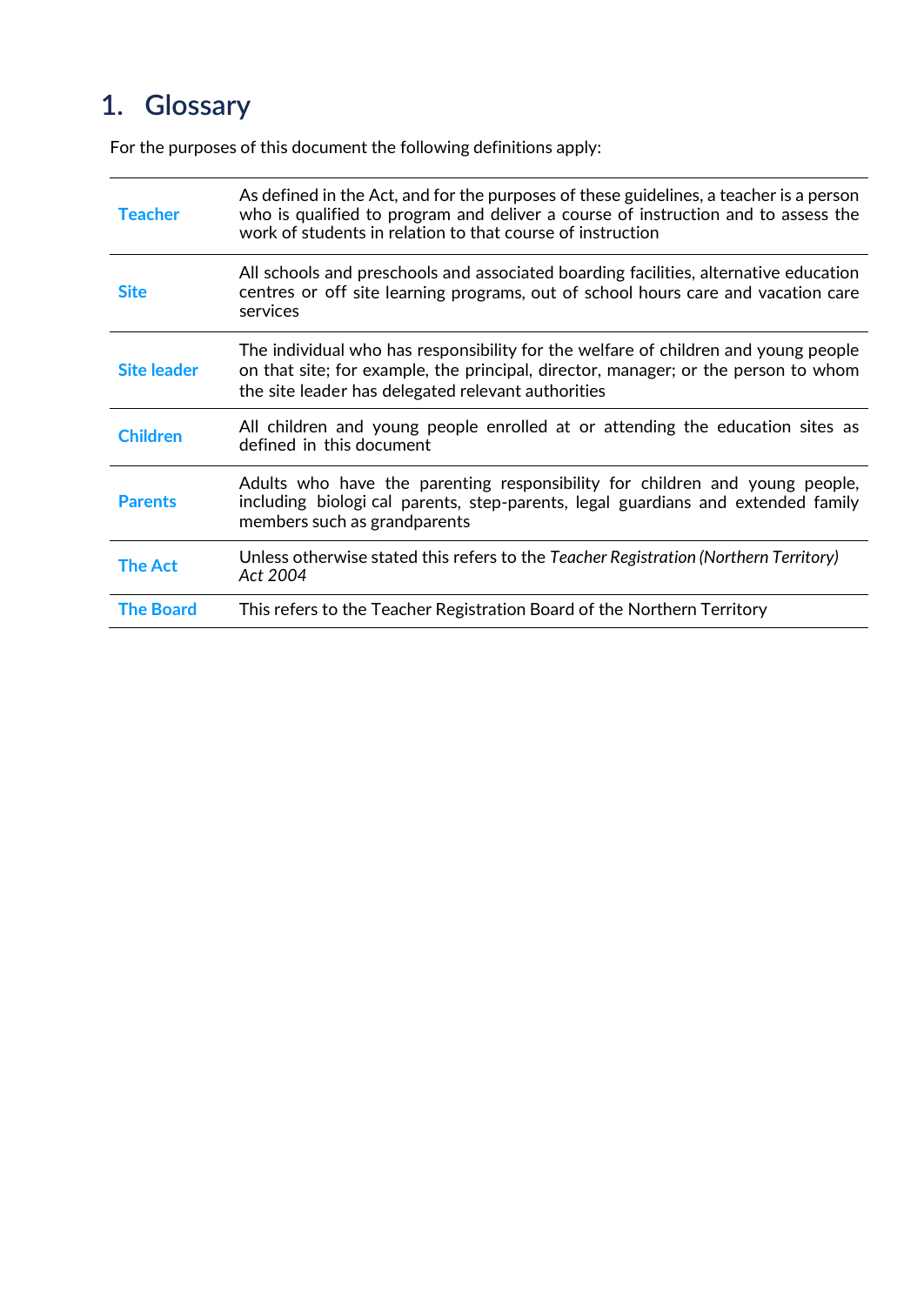# 1. Glossary

For the purposes of this document the following definitions apply:

| | |
|---|---|
| **Teacher** | As defined in the Act, and for the purposes of these guidelines, a teacher is a person who is qualified to program and deliver a course of instruction and to assess the work of students in relation to that course of instruction |
| **Site** | All schools and preschools and associated boarding facilities, alternative education centres or off site learning programs, out of school hours care and vacation care services |
| **Site leader** | The individual who has responsibility for the welfare of children and young people on that site; for example, the principal, director, manager; or the person to whom the site leader has delegated relevant authorities |
| **Children** | All children and young people enrolled at or attending the education sites as defined in this document |
| **Parents** | Adults who have the parenting responsibility for children and young people, including biologi cal parents, step-parents, legal guardians and extended family members such as grandparents |
| **The Act** | Unless otherwise stated this refers to the *Teacher Registration (Northern Territory) Act 2004* |
| **The Board** | This refers to the Teacher Registration Board of the Northern Territory |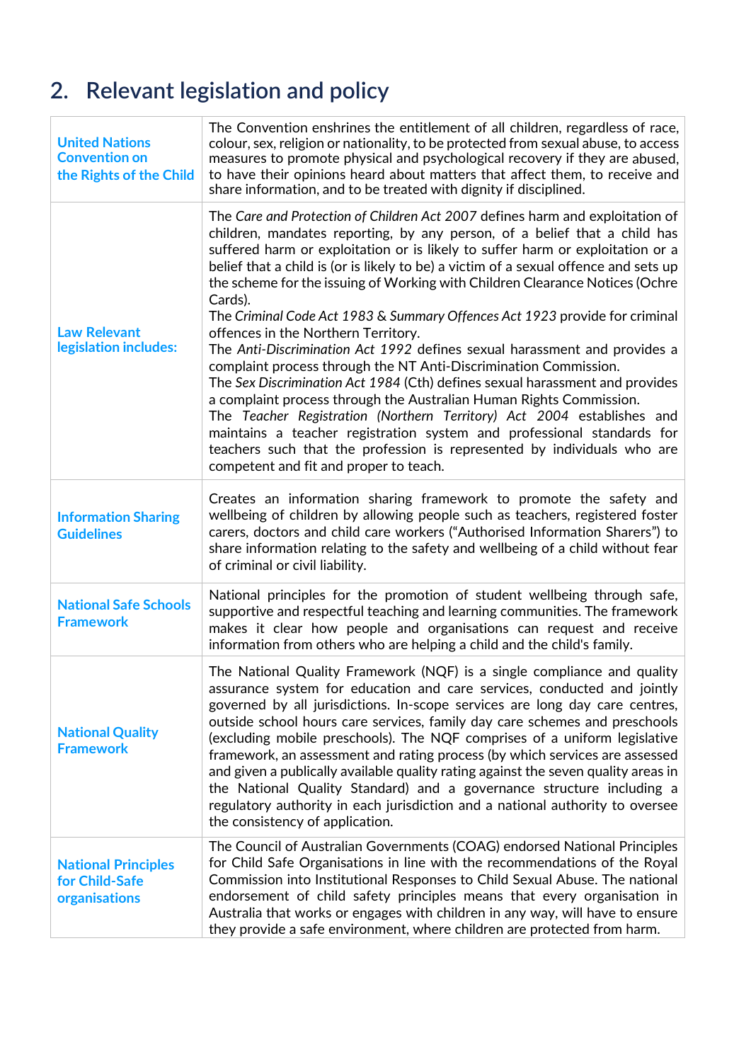## 2. Relevant legislation and policy

| | |
|---|---|
| **United Nations Convention on the Rights of the Child** | The Convention enshrines the entitlement of all children, regardless of race, colour, sex, religion or nationality, to be protected from sexual abuse, to access measures to promote physical and psychological recovery if they are abused, to have their opinions heard about matters that affect them, to receive and share information, and to be treated with dignity if disciplined. |
| **Law Relevant legislation includes:** | The *Care and Protection of Children Act 2007* defines harm and exploitation of children, mandates reporting, by any person, of a belief that a child has suffered harm or exploitation or is likely to suffer harm or exploitation or a belief that a child is (or is likely to be) a victim of a sexual offence and sets up the scheme for the issuing of Working with Children Clearance Notices (Ochre Cards).<br>The *Criminal Code Act 1983* & *Summary Offences Act 1923* provide for criminal offences in the Northern Territory.<br>The *Anti-Discrimination Act 1992* defines sexual harassment and provides a complaint process through the NT Anti-Discrimination Commission.<br>The *Sex Discrimination Act 1984* (Cth) defines sexual harassment and provides a complaint process through the Australian Human Rights Commission.<br>The *Teacher Registration (Northern Territory) Act 2004* establishes and maintains a teacher registration system and professional standards for teachers such that the profession is represented by individuals who are competent and fit and proper to teach. |
| **Information Sharing Guidelines** | Creates an information sharing framework to promote the safety and wellbeing of children by allowing people such as teachers, registered foster carers, doctors and child care workers ("Authorised Information Sharers") to share information relating to the safety and wellbeing of a child without fear of criminal or civil liability. |
| **National Safe Schools Framework** | National principles for the promotion of student wellbeing through safe, supportive and respectful teaching and learning communities. The framework makes it clear how people and organisations can request and receive information from others who are helping a child and the child's family. |
| **National Quality Framework** | The National Quality Framework (NQF) is a single compliance and quality assurance system for education and care services, conducted and jointly governed by all jurisdictions. In-scope services are long day care centres, outside school hours care services, family day care schemes and preschools (excluding mobile preschools). The NQF comprises of a uniform legislative framework, an assessment and rating process (by which services are assessed and given a publically available quality rating against the seven quality areas in the National Quality Standard) and a governance structure including a regulatory authority in each jurisdiction and a national authority to oversee the consistency of application. |
| **National Principles for Child-Safe organisations** | The Council of Australian Governments (COAG) endorsed National Principles for Child Safe Organisations in line with the recommendations of the Royal Commission into Institutional Responses to Child Sexual Abuse. The national endorsement of child safety principles means that every organisation in Australia that works or engages with children in any way, will have to ensure they provide a safe environment, where children are protected from harm. |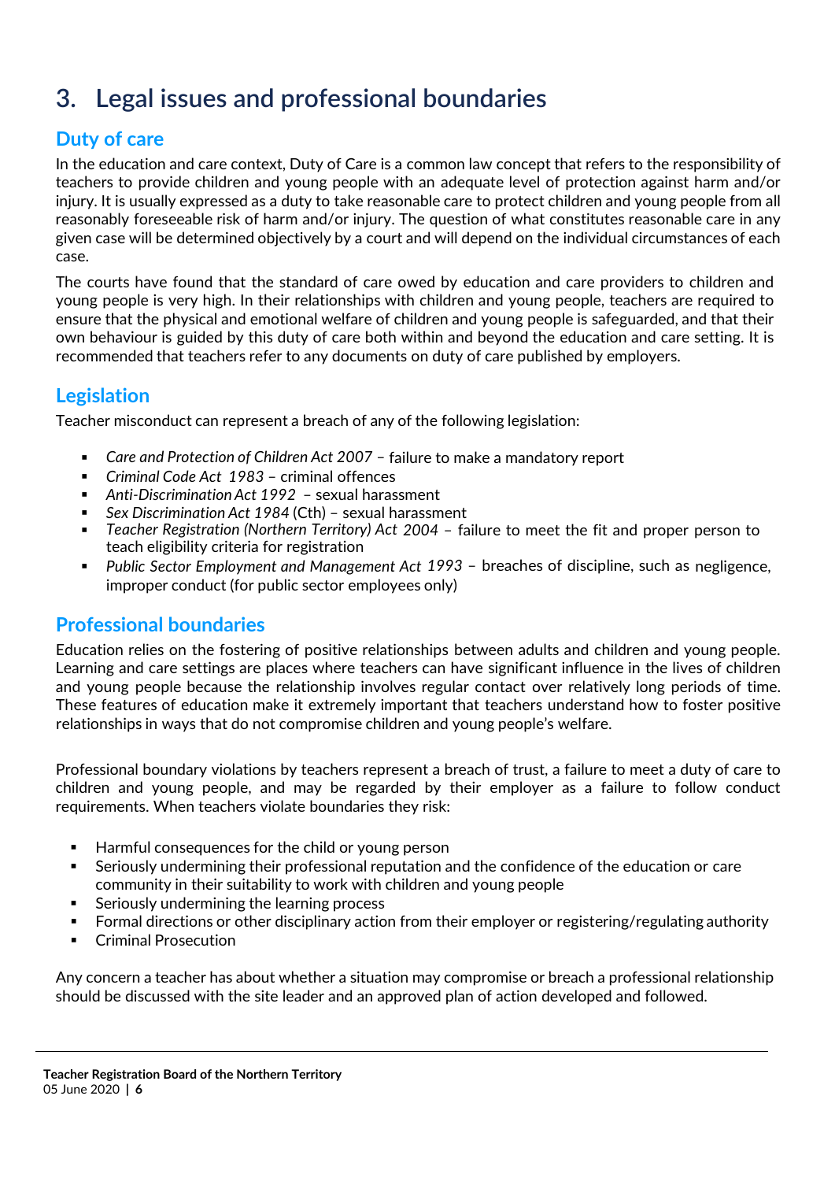# 3. Legal issues and professional boundaries

## Duty of care

In the education and care context, Duty of Care is a common law concept that refers to the responsibility of teachers to provide children and young people with an adequate level of protection against harm and/or injury. It is usually expressed as a duty to take reasonable care to protect children and young people from all reasonably foreseeable risk of harm and/or injury. The question of what constitutes reasonable care in any given case will be determined objectively by a court and will depend on the individual circumstances of each case.

The courts have found that the standard of care owed by education and care providers to children and young people is very high. In their relationships with children and young people, teachers are required to ensure that the physical and emotional welfare of children and young people is safeguarded, and that their own behaviour is guided by this duty of care both within and beyond the education and care setting. It is recommended that teachers refer to any documents on duty of care published by employers.

## Legislation

Teacher misconduct can represent a breach of any of the following legislation:

- *Care and Protection of Children Act 2007* – failure to make a mandatory report
- *Criminal Code Act 1983* – criminal offences
- *Anti-Discrimination Act 1992* – sexual harassment
- *Sex Discrimination Act 1984* (Cth) – sexual harassment
- *Teacher Registration (Northern Territory) Act 2004* – failure to meet the fit and proper person to teach eligibility criteria for registration
- *Public Sector Employment and Management Act 1993* – breaches of discipline, such as negligence, improper conduct (for public sector employees only)

## Professional boundaries

Education relies on the fostering of positive relationships between adults and children and young people. Learning and care settings are places where teachers can have significant influence in the lives of children and young people because the relationship involves regular contact over relatively long periods of time. These features of education make it extremely important that teachers understand how to foster positive relationships in ways that do not compromise children and young people's welfare.

Professional boundary violations by teachers represent a breach of trust, a failure to meet a duty of care to children and young people, and may be regarded by their employer as a failure to follow conduct requirements. When teachers violate boundaries they risk:

- Harmful consequences for the child or young person
- Seriously undermining their professional reputation and the confidence of the education or care community in their suitability to work with children and young people
- Seriously undermining the learning process
- Formal directions or other disciplinary action from their employer or registering/regulating authority
- Criminal Prosecution

Any concern a teacher has about whether a situation may compromise or breach a professional relationship should be discussed with the site leader and an approved plan of action developed and followed.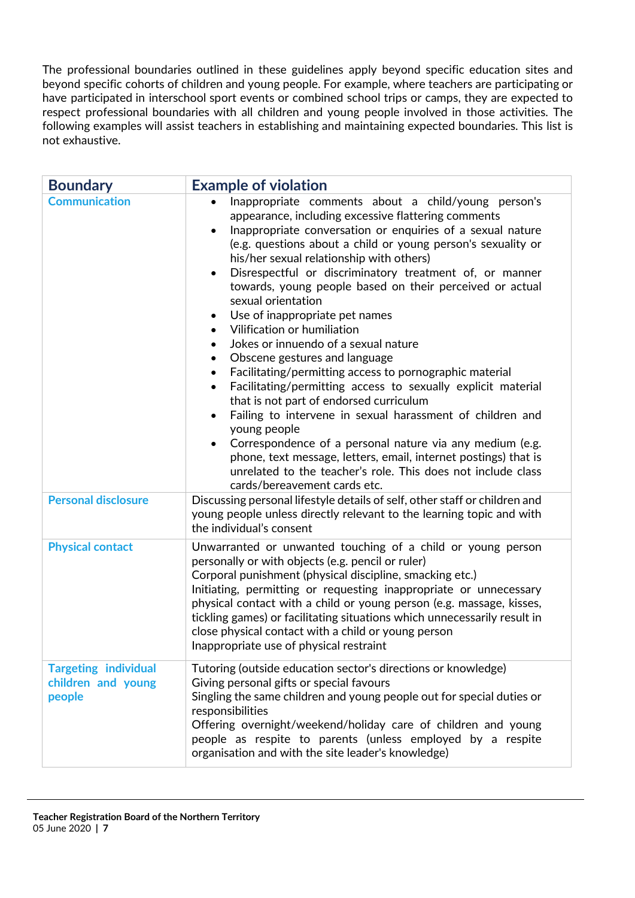The professional boundaries outlined in these guidelines apply beyond specific education sites and beyond specific cohorts of children and young people. For example, where teachers are participating or have participated in interschool sport events or combined school trips or camps, they are expected to respect professional boundaries with all children and young people involved in those activities. The following examples will assist teachers in establishing and maintaining expected boundaries. This list is not exhaustive.

| Boundary | Example of violation |
| --- | --- |
| **Communication** | • Inappropriate comments about a child/young person's appearance, including excessive flattering comments<br>• Inappropriate conversation or enquiries of a sexual nature (e.g. questions about a child or young person's sexuality or his/her sexual relationship with others)<br>• Disrespectful or discriminatory treatment of, or manner towards, young people based on their perceived or actual sexual orientation<br>• Use of inappropriate pet names<br>• Vilification or humiliation<br>• Jokes or innuendo of a sexual nature<br>• Obscene gestures and language<br>• Facilitating/permitting access to pornographic material<br>• Facilitating/permitting access to sexually explicit material that is not part of endorsed curriculum<br>• Failing to intervene in sexual harassment of children and young people<br>• Correspondence of a personal nature via any medium (e.g. phone, text message, letters, email, internet postings) that is unrelated to the teacher's role. This does not include class cards/bereavement cards etc. |
| **Personal disclosure** | Discussing personal lifestyle details of self, other staff or children and young people unless directly relevant to the learning topic and with the individual's consent |
| **Physical contact** | Unwarranted or unwanted touching of a child or young person personally or with objects (e.g. pencil or ruler)<br>Corporal punishment (physical discipline, smacking etc.)<br>Initiating, permitting or requesting inappropriate or unnecessary physical contact with a child or young person (e.g. massage, kisses, tickling games) or facilitating situations which unnecessarily result in close physical contact with a child or young person<br>Inappropriate use of physical restraint |
| **Targeting individual children and young people** | Tutoring (outside education sector's directions or knowledge)<br>Giving personal gifts or special favours<br>Singling the same children and young people out for special duties or responsibilities<br>Offering overnight/weekend/holiday care of children and young people as respite to parents (unless employed by a respite organisation and with the site leader's knowledge) |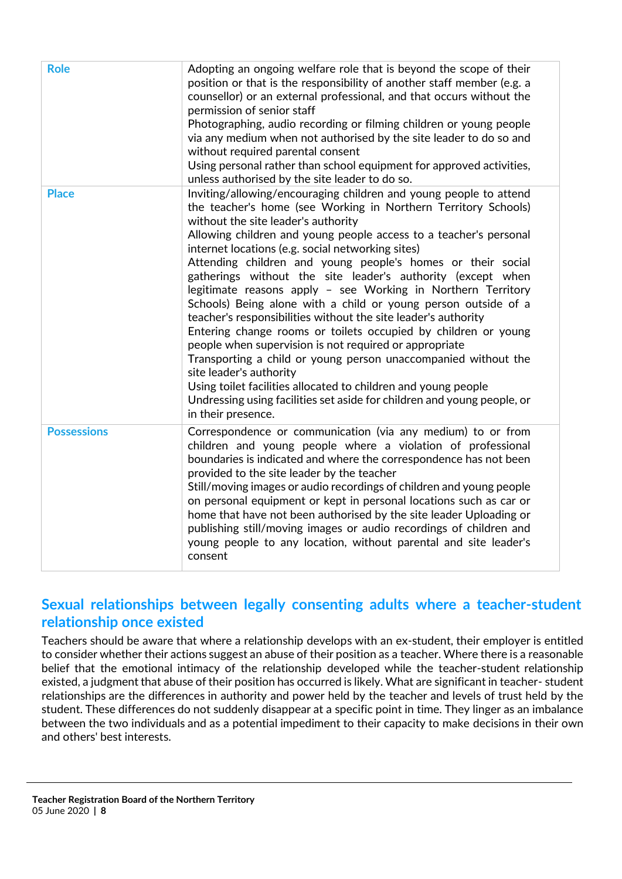| | |
|---|---|
| **Role** | Adopting an ongoing welfare role that is beyond the scope of their position or that is the responsibility of another staff member (e.g. a counsellor) or an external professional, and that occurs without the permission of senior staff<br>Photographing, audio recording or filming children or young people via any medium when not authorised by the site leader to do so and without required parental consent<br>Using personal rather than school equipment for approved activities, unless authorised by the site leader to do so. |
| **Place** | Inviting/allowing/encouraging children and young people to attend the teacher's home (see Working in Northern Territory Schools) without the site leader's authority<br>Allowing children and young people access to a teacher's personal internet locations (e.g. social networking sites)<br>Attending children and young people's homes or their social gatherings without the site leader's authority (except when legitimate reasons apply – see Working in Northern Territory Schools) Being alone with a child or young person outside of a teacher's responsibilities without the site leader's authority<br>Entering change rooms or toilets occupied by children or young people when supervision is not required or appropriate<br>Transporting a child or young person unaccompanied without the site leader's authority<br>Using toilet facilities allocated to children and young people<br>Undressing using facilities set aside for children and young people, or in their presence. |
| **Possessions** | Correspondence or communication (via any medium) to or from children and young people where a violation of professional boundaries is indicated and where the correspondence has not been provided to the site leader by the teacher<br>Still/moving images or audio recordings of children and young people on personal equipment or kept in personal locations such as car or home that have not been authorised by the site leader Uploading or publishing still/moving images or audio recordings of children and young people to any location, without parental and site leader's consent |

## Sexual relationships between legally consenting adults where a teacher-student relationship once existed

Teachers should be aware that where a relationship develops with an ex-student, their employer is entitled to consider whether their actions suggest an abuse of their position as a teacher. Where there is a reasonable belief that the emotional intimacy of the relationship developed while the teacher-student relationship existed, a judgment that abuse of their position has occurred is likely. What are significant in teacher- student relationships are the differences in authority and power held by the teacher and levels of trust held by the student. These differences do not suddenly disappear at a specific point in time. They linger as an imbalance between the two individuals and as a potential impediment to their capacity to make decisions in their own and others' best interests.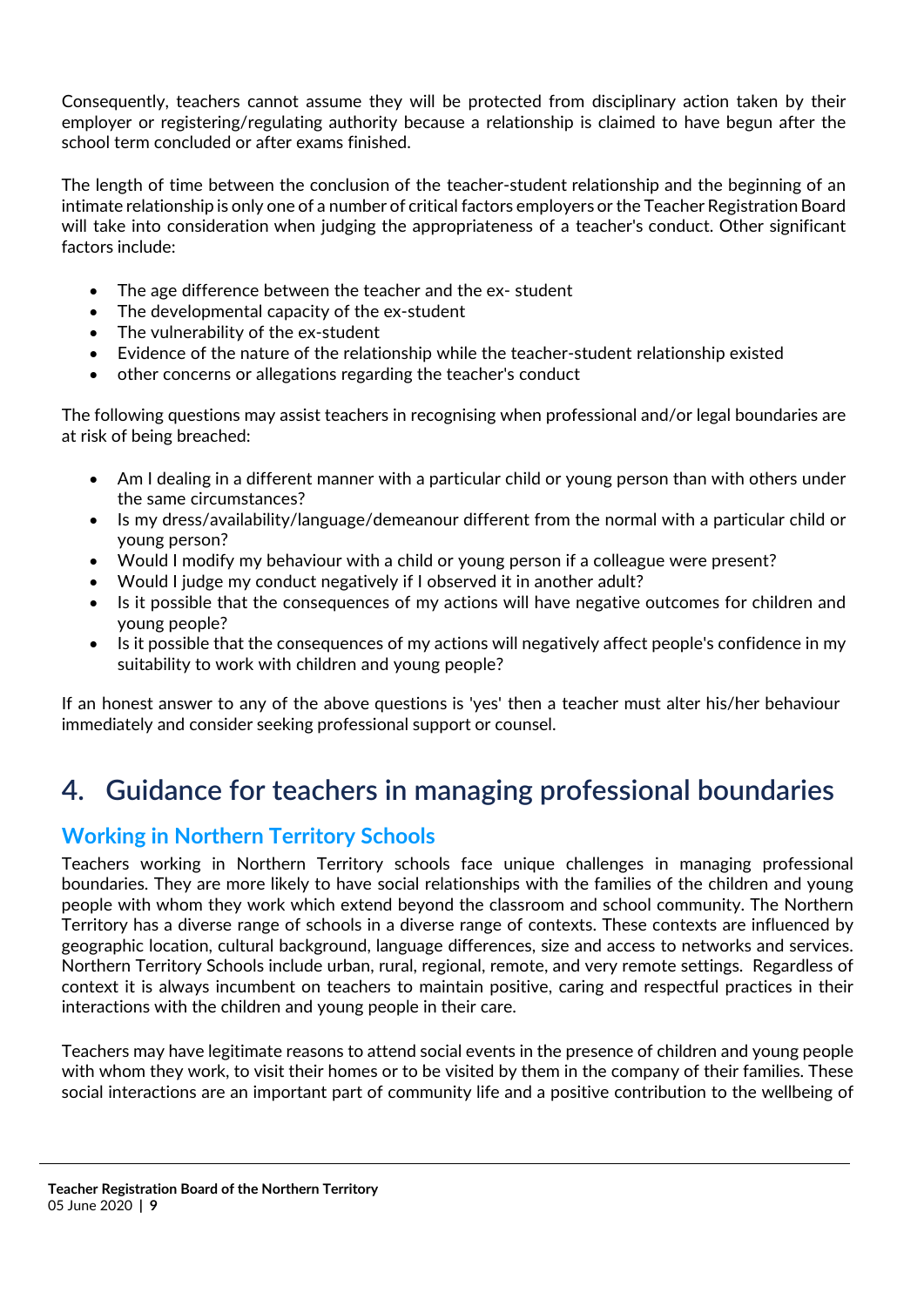Consequently, teachers cannot assume they will be protected from disciplinary action taken by their employer or registering/regulating authority because a relationship is claimed to have begun after the school term concluded or after exams finished.

The length of time between the conclusion of the teacher-student relationship and the beginning of an intimate relationship is only one of a number of critical factors employers or the Teacher Registration Board will take into consideration when judging the appropriateness of a teacher's conduct. Other significant factors include:

- The age difference between the teacher and the ex- student
- The developmental capacity of the ex-student
- The vulnerability of the ex-student
- Evidence of the nature of the relationship while the teacher-student relationship existed
- other concerns or allegations regarding the teacher's conduct

The following questions may assist teachers in recognising when professional and/or legal boundaries are at risk of being breached:

- Am I dealing in a different manner with a particular child or young person than with others under the same circumstances?
- Is my dress/availability/language/demeanour different from the normal with a particular child or young person?
- Would I modify my behaviour with a child or young person if a colleague were present?
- Would I judge my conduct negatively if I observed it in another adult?
- Is it possible that the consequences of my actions will have negative outcomes for children and young people?
- Is it possible that the consequences of my actions will negatively affect people's confidence in my suitability to work with children and young people?

If an honest answer to any of the above questions is 'yes' then a teacher must alter his/her behaviour immediately and consider seeking professional support or counsel.

# 4. Guidance for teachers in managing professional boundaries

## Working in Northern Territory Schools

Teachers working in Northern Territory schools face unique challenges in managing professional boundaries. They are more likely to have social relationships with the families of the children and young people with whom they work which extend beyond the classroom and school community. The Northern Territory has a diverse range of schools in a diverse range of contexts. These contexts are influenced by geographic location, cultural background, language differences, size and access to networks and services. Northern Territory Schools include urban, rural, regional, remote, and very remote settings. Regardless of context it is always incumbent on teachers to maintain positive, caring and respectful practices in their interactions with the children and young people in their care.

Teachers may have legitimate reasons to attend social events in the presence of children and young people with whom they work, to visit their homes or to be visited by them in the company of their families. These social interactions are an important part of community life and a positive contribution to the wellbeing of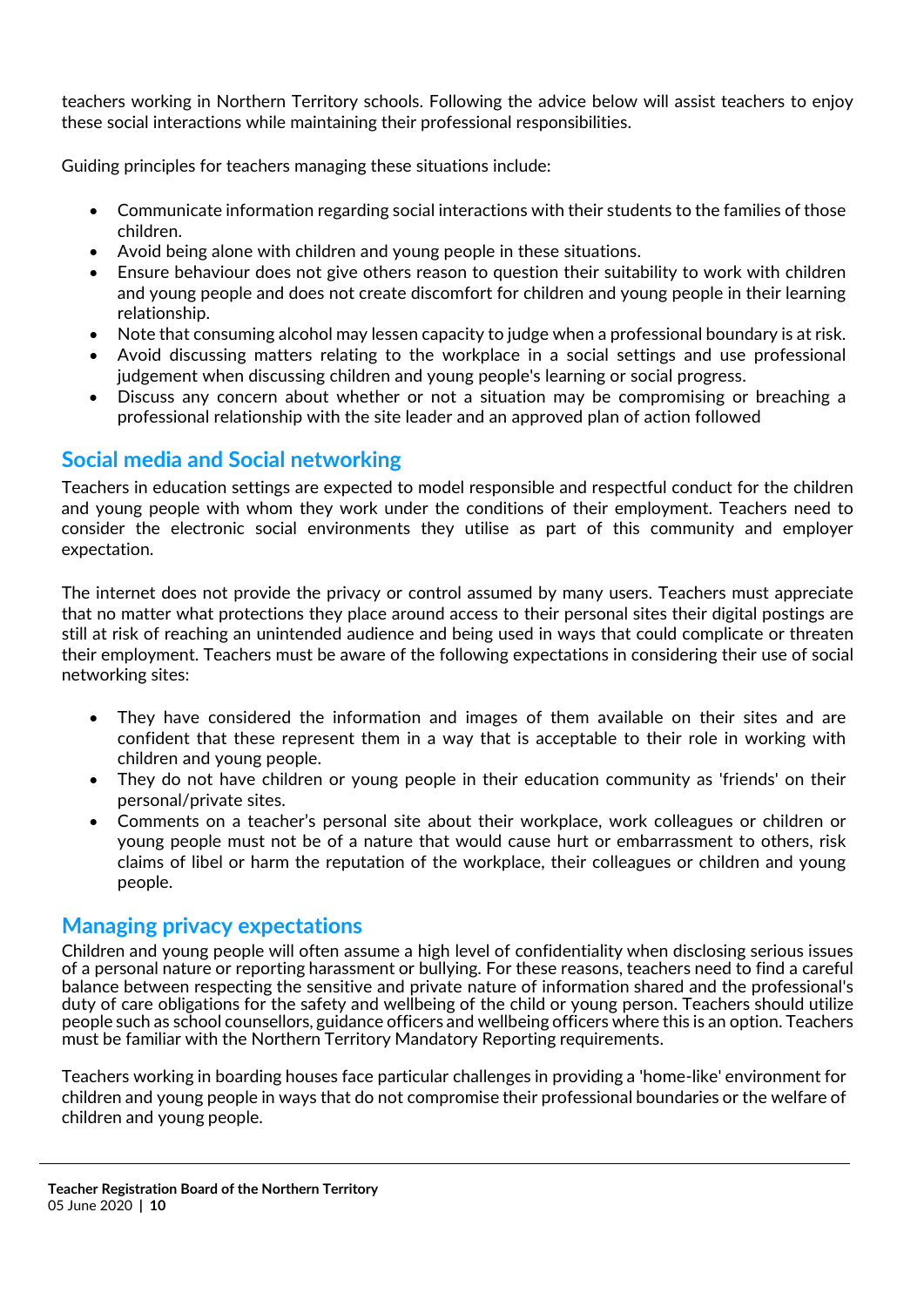teachers working in Northern Territory schools. Following the advice below will assist teachers to enjoy these social interactions while maintaining their professional responsibilities.

Guiding principles for teachers managing these situations include:

- Communicate information regarding social interactions with their students to the families of those children.
- Avoid being alone with children and young people in these situations.
- Ensure behaviour does not give others reason to question their suitability to work with children and young people and does not create discomfort for children and young people in their learning relationship.
- Note that consuming alcohol may lessen capacity to judge when a professional boundary is at risk.
- Avoid discussing matters relating to the workplace in a social settings and use professional judgement when discussing children and young people's learning or social progress.
- Discuss any concern about whether or not a situation may be compromising or breaching a professional relationship with the site leader and an approved plan of action followed

## Social media and Social networking

Teachers in education settings are expected to model responsible and respectful conduct for the children and young people with whom they work under the conditions of their employment. Teachers need to consider the electronic social environments they utilise as part of this community and employer expectation.

The internet does not provide the privacy or control assumed by many users. Teachers must appreciate that no matter what protections they place around access to their personal sites their digital postings are still at risk of reaching an unintended audience and being used in ways that could complicate or threaten their employment. Teachers must be aware of the following expectations in considering their use of social networking sites:

- They have considered the information and images of them available on their sites and are confident that these represent them in a way that is acceptable to their role in working with children and young people.
- They do not have children or young people in their education community as 'friends' on their personal/private sites.
- Comments on a teacher's personal site about their workplace, work colleagues or children or young people must not be of a nature that would cause hurt or embarrassment to others, risk claims of libel or harm the reputation of the workplace, their colleagues or children and young people.

## Managing privacy expectations

Children and young people will often assume a high level of confidentiality when disclosing serious issues of a personal nature or reporting harassment or bullying. For these reasons, teachers need to find a careful balance between respecting the sensitive and private nature of information shared and the professional's duty of care obligations for the safety and wellbeing of the child or young person. Teachers should utilize people such as school counsellors, guidance officers and wellbeing officers where this is an option. Teachers must be familiar with the Northern Territory Mandatory Reporting requirements.

Teachers working in boarding houses face particular challenges in providing a 'home-like' environment for children and young people in ways that do not compromise their professional boundaries or the welfare of children and young people.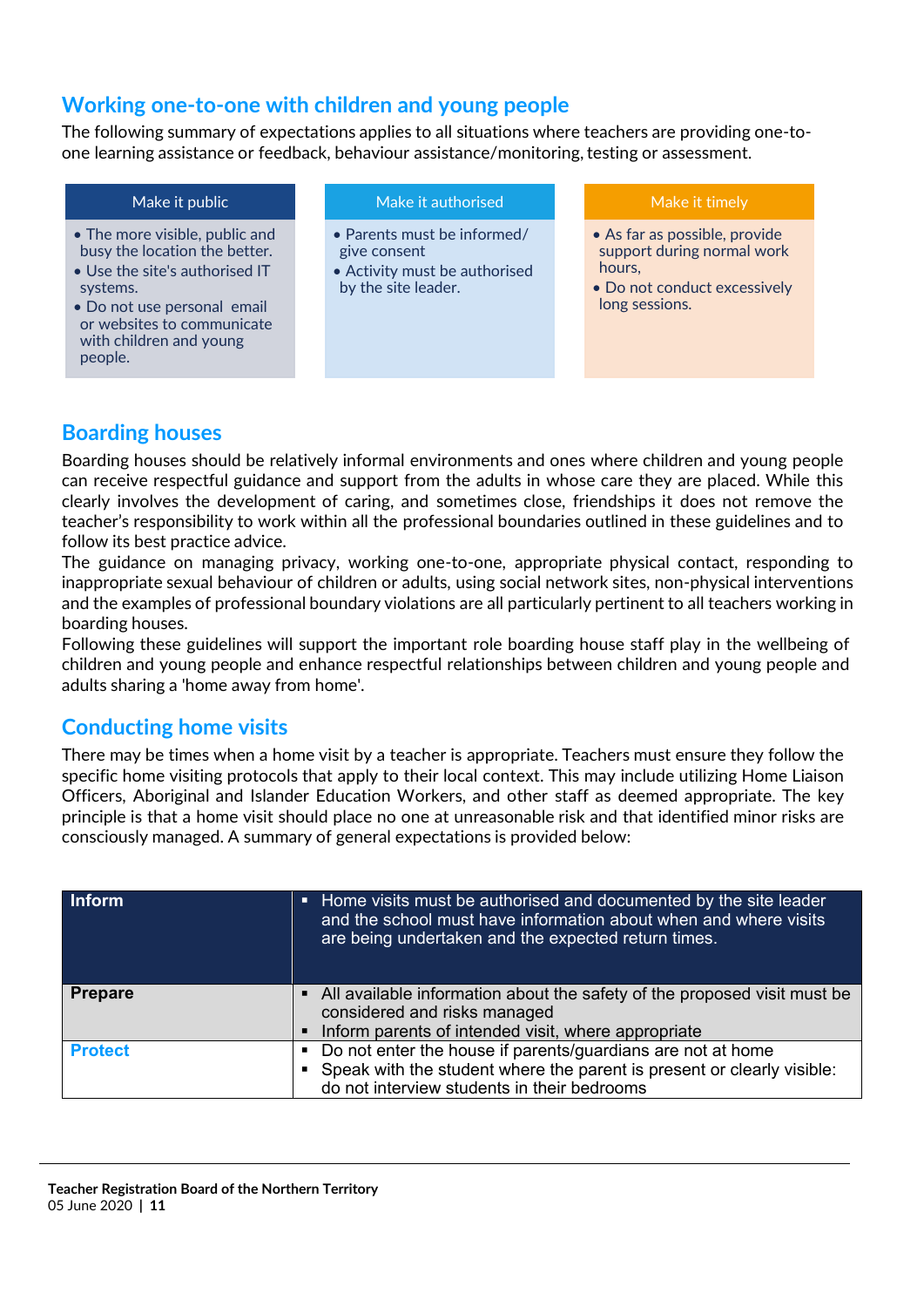## Working one-to-one with children and young people

The following summary of expectations applies to all situations where teachers are providing one-to-one learning assistance or feedback, behaviour assistance/monitoring, testing or assessment.

| Make it public | Make it authorised | Make it timely |
|---|---|---|
| • The more visible, public and busy the location the better.<br>• Use the site's authorised IT systems.<br>• Do not use personal email or websites to communicate with children and young people. | • Parents must be informed/ give consent<br>• Activity must be authorised by the site leader. | • As far as possible, provide support during normal work hours,<br>• Do not conduct excessively long sessions. |

## Boarding houses

Boarding houses should be relatively informal environments and ones where children and young people can receive respectful guidance and support from the adults in whose care they are placed. While this clearly involves the development of caring, and sometimes close, friendships it does not remove the teacher's responsibility to work within all the professional boundaries outlined in these guidelines and to follow its best practice advice.

The guidance on managing privacy, working one-to-one, appropriate physical contact, responding to inappropriate sexual behaviour of children or adults, using social network sites, non-physical interventions and the examples of professional boundary violations are all particularly pertinent to all teachers working in boarding houses.

Following these guidelines will support the important role boarding house staff play in the wellbeing of children and young people and enhance respectful relationships between children and young people and adults sharing a 'home away from home'.

## Conducting home visits

There may be times when a home visit by a teacher is appropriate. Teachers must ensure they follow the specific home visiting protocols that apply to their local context. This may include utilizing Home Liaison Officers, Aboriginal and Islander Education Workers, and other staff as deemed appropriate. The key principle is that a home visit should place no one at unreasonable risk and that identified minor risks are consciously managed. A summary of general expectations is provided below:

| | |
|---|---|
| **Inform** | ▪ Home visits must be authorised and documented by the site leader and the school must have information about when and where visits are being undertaken and the expected return times. |
| **Prepare** | ▪ All available information about the safety of the proposed visit must be considered and risks managed<br>▪ Inform parents of intended visit, where appropriate |
| **Protect** | ▪ Do not enter the house if parents/guardians are not at home<br>▪ Speak with the student where the parent is present or clearly visible: do not interview students in their bedrooms |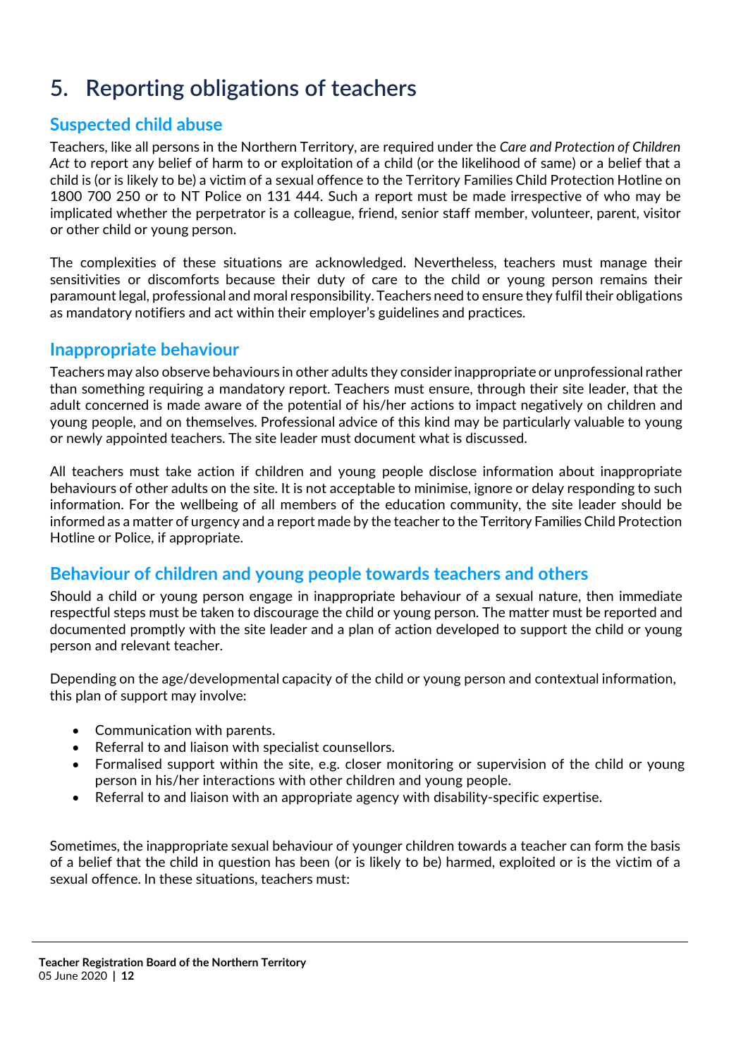# 5. Reporting obligations of teachers

## Suspected child abuse

Teachers, like all persons in the Northern Territory, are required under the *Care and Protection of Children Act* to report any belief of harm to or exploitation of a child (or the likelihood of same) or a belief that a child is (or is likely to be) a victim of a sexual offence to the Territory Families Child Protection Hotline on 1800 700 250 or to NT Police on 131 444. Such a report must be made irrespective of who may be implicated whether the perpetrator is a colleague, friend, senior staff member, volunteer, parent, visitor or other child or young person.

The complexities of these situations are acknowledged. Nevertheless, teachers must manage their sensitivities or discomforts because their duty of care to the child or young person remains their paramount legal, professional and moral responsibility. Teachers need to ensure they fulfil their obligations as mandatory notifiers and act within their employer's guidelines and practices.

## Inappropriate behaviour

Teachers may also observe behaviours in other adults they consider inappropriate or unprofessional rather than something requiring a mandatory report. Teachers must ensure, through their site leader, that the adult concerned is made aware of the potential of his/her actions to impact negatively on children and young people, and on themselves. Professional advice of this kind may be particularly valuable to young or newly appointed teachers. The site leader must document what is discussed.

All teachers must take action if children and young people disclose information about inappropriate behaviours of other adults on the site. It is not acceptable to minimise, ignore or delay responding to such information. For the wellbeing of all members of the education community, the site leader should be informed as a matter of urgency and a report made by the teacher to the Territory Families Child Protection Hotline or Police, if appropriate.

## Behaviour of children and young people towards teachers and others

Should a child or young person engage in inappropriate behaviour of a sexual nature, then immediate respectful steps must be taken to discourage the child or young person. The matter must be reported and documented promptly with the site leader and a plan of action developed to support the child or young person and relevant teacher.

Depending on the age/developmental capacity of the child or young person and contextual information, this plan of support may involve:

- Communication with parents.
- Referral to and liaison with specialist counsellors.
- Formalised support within the site, e.g. closer monitoring or supervision of the child or young person in his/her interactions with other children and young people.
- Referral to and liaison with an appropriate agency with disability-specific expertise.

Sometimes, the inappropriate sexual behaviour of younger children towards a teacher can form the basis of a belief that the child in question has been (or is likely to be) harmed, exploited or is the victim of a sexual offence. In these situations, teachers must: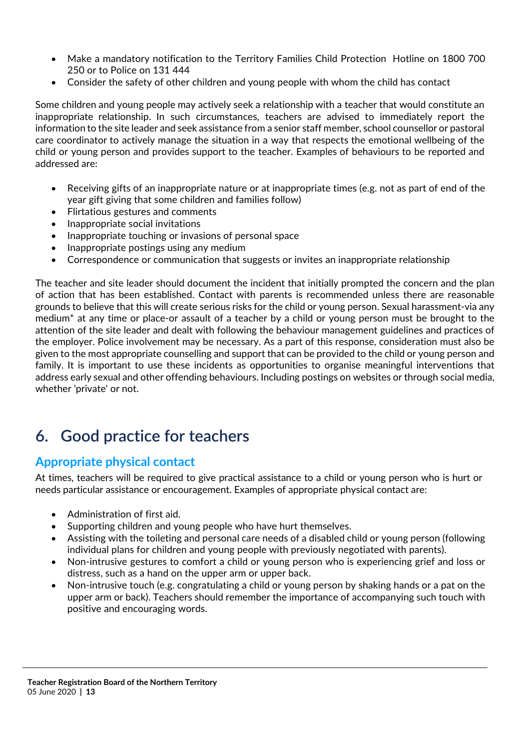- Make a mandatory notification to the Territory Families Child Protection Hotline on 1800 700 250 or to Police on 131 444
- Consider the safety of other children and young people with whom the child has contact

Some children and young people may actively seek a relationship with a teacher that would constitute an inappropriate relationship. In such circumstances, teachers are advised to immediately report the information to the site leader and seek assistance from a senior staff member, school counsellor or pastoral care coordinator to actively manage the situation in a way that respects the emotional wellbeing of the child or young person and provides support to the teacher. Examples of behaviours to be reported and addressed are:

- Receiving gifts of an inappropriate nature or at inappropriate times (e.g. not as part of end of the year gift giving that some children and families follow)
- Flirtatious gestures and comments
- Inappropriate social invitations
- Inappropriate touching or invasions of personal space
- Inappropriate postings using any medium
- Correspondence or communication that suggests or invites an inappropriate relationship

The teacher and site leader should document the incident that initially prompted the concern and the plan of action that has been established. Contact with parents is recommended unless there are reasonable grounds to believe that this will create serious risks for the child or young person. Sexual harassment-via any medium* at any time or place-or assault of a teacher by a child or young person must be brought to the attention of the site leader and dealt with following the behaviour management guidelines and practices of the employer. Police involvement may be necessary. As a part of this response, consideration must also be given to the most appropriate counselling and support that can be provided to the child or young person and family. It is important to use these incidents as opportunities to organise meaningful interventions that address early sexual and other offending behaviours. Including postings on websites or through social media, whether 'private' or not.

## 6. Good practice for teachers

### Appropriate physical contact

At times, teachers will be required to give practical assistance to a child or young person who is hurt or needs particular assistance or encouragement. Examples of appropriate physical contact are:

- Administration of first aid.
- Supporting children and young people who have hurt themselves.
- Assisting with the toileting and personal care needs of a disabled child or young person (following individual plans for children and young people with previously negotiated with parents).
- Non-intrusive gestures to comfort a child or young person who is experiencing grief and loss or distress, such as a hand on the upper arm or upper back.
- Non-intrusive touch (e.g. congratulating a child or young person by shaking hands or a pat on the upper arm or back). Teachers should remember the importance of accompanying such touch with positive and encouraging words.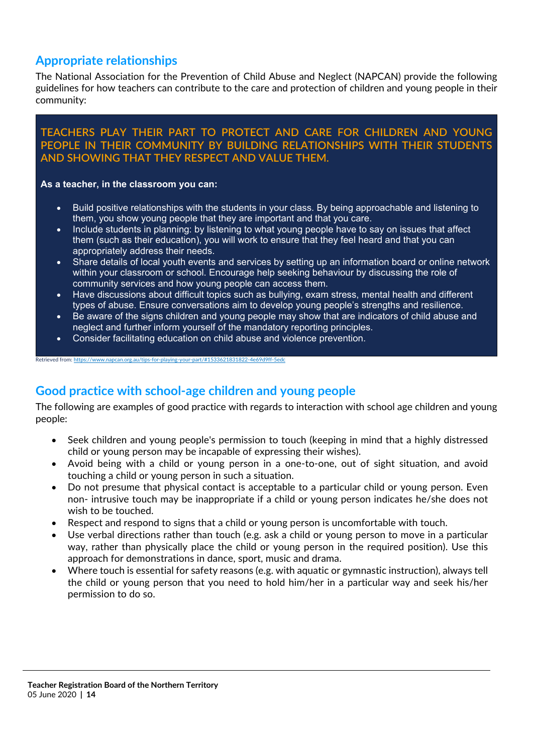## Appropriate relationships

The National Association for the Prevention of Child Abuse and Neglect (NAPCAN) provide the following guidelines for how teachers can contribute to the care and protection of children and young people in their community:

**TEACHERS PLAY THEIR PART TO PROTECT AND CARE FOR CHILDREN AND YOUNG PEOPLE IN THEIR COMMUNITY BY BUILDING RELATIONSHIPS WITH THEIR STUDENTS AND SHOWING THAT THEY RESPECT AND VALUE THEM.**

**As a teacher, in the classroom you can:**

- Build positive relationships with the students in your class. By being approachable and listening to them, you show young people that they are important and that you care.
- Include students in planning: by listening to what young people have to say on issues that affect them (such as their education), you will work to ensure that they feel heard and that you can appropriately address their needs.
- Share details of local youth events and services by setting up an information board or online network within your classroom or school. Encourage help seeking behaviour by discussing the role of community services and how young people can access them.
- Have discussions about difficult topics such as bullying, exam stress, mental health and different types of abuse. Ensure conversations aim to develop young people's strengths and resilience.
- Be aware of the signs children and young people may show that are indicators of child abuse and neglect and further inform yourself of the mandatory reporting principles.
- Consider facilitating education on child abuse and violence prevention.

Retrieved from: https://www.napcan.org.au/tips-for-playing-your-part/#1533621831822-4e69d9ff-5edc

## Good practice with school-age children and young people

The following are examples of good practice with regards to interaction with school age children and young people:

- Seek children and young people's permission to touch (keeping in mind that a highly distressed child or young person may be incapable of expressing their wishes).
- Avoid being with a child or young person in a one-to-one, out of sight situation, and avoid touching a child or young person in such a situation.
- Do not presume that physical contact is acceptable to a particular child or young person. Even non- intrusive touch may be inappropriate if a child or young person indicates he/she does not wish to be touched.
- Respect and respond to signs that a child or young person is uncomfortable with touch.
- Use verbal directions rather than touch (e.g. ask a child or young person to move in a particular way, rather than physically place the child or young person in the required position). Use this approach for demonstrations in dance, sport, music and drama.
- Where touch is essential for safety reasons (e.g. with aquatic or gymnastic instruction), always tell the child or young person that you need to hold him/her in a particular way and seek his/her permission to do so.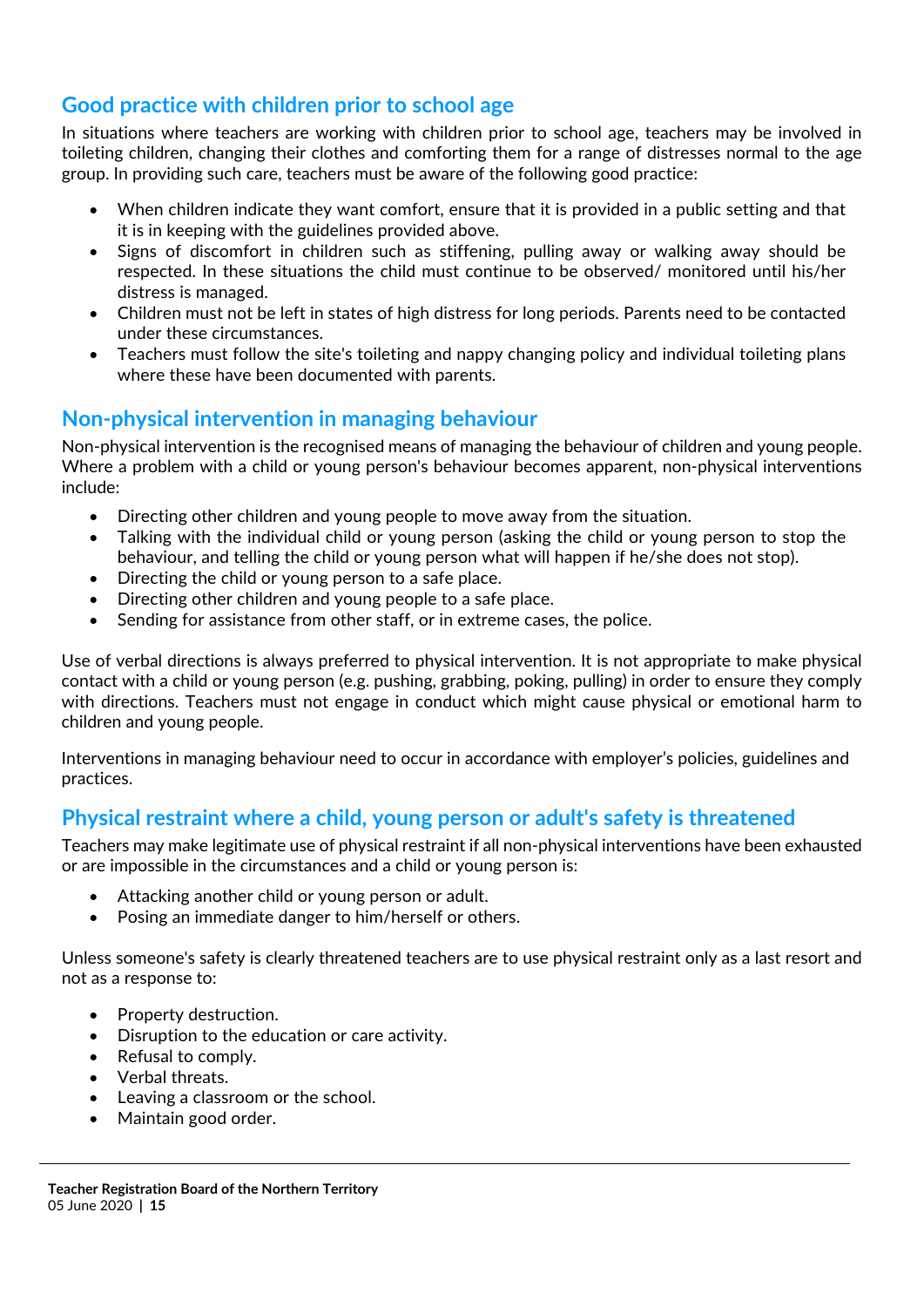## Good practice with children prior to school age

In situations where teachers are working with children prior to school age, teachers may be involved in toileting children, changing their clothes and comforting them for a range of distresses normal to the age group. In providing such care, teachers must be aware of the following good practice:

- When children indicate they want comfort, ensure that it is provided in a public setting and that it is in keeping with the guidelines provided above.
- Signs of discomfort in children such as stiffening, pulling away or walking away should be respected. In these situations the child must continue to be observed/ monitored until his/her distress is managed.
- Children must not be left in states of high distress for long periods. Parents need to be contacted under these circumstances.
- Teachers must follow the site's toileting and nappy changing policy and individual toileting plans where these have been documented with parents.

## Non-physical intervention in managing behaviour

Non-physical intervention is the recognised means of managing the behaviour of children and young people. Where a problem with a child or young person's behaviour becomes apparent, non-physical interventions include:

- Directing other children and young people to move away from the situation.
- Talking with the individual child or young person (asking the child or young person to stop the behaviour, and telling the child or young person what will happen if he/she does not stop).
- Directing the child or young person to a safe place.
- Directing other children and young people to a safe place.
- Sending for assistance from other staff, or in extreme cases, the police.

Use of verbal directions is always preferred to physical intervention. It is not appropriate to make physical contact with a child or young person (e.g. pushing, grabbing, poking, pulling) in order to ensure they comply with directions. Teachers must not engage in conduct which might cause physical or emotional harm to children and young people.

Interventions in managing behaviour need to occur in accordance with employer's policies, guidelines and practices.

## Physical restraint where a child, young person or adult's safety is threatened

Teachers may make legitimate use of physical restraint if all non-physical interventions have been exhausted or are impossible in the circumstances and a child or young person is:

- Attacking another child or young person or adult.
- Posing an immediate danger to him/herself or others.

Unless someone's safety is clearly threatened teachers are to use physical restraint only as a last resort and not as a response to:

- Property destruction.
- Disruption to the education or care activity.
- Refusal to comply.
- Verbal threats.
- Leaving a classroom or the school.
- Maintain good order.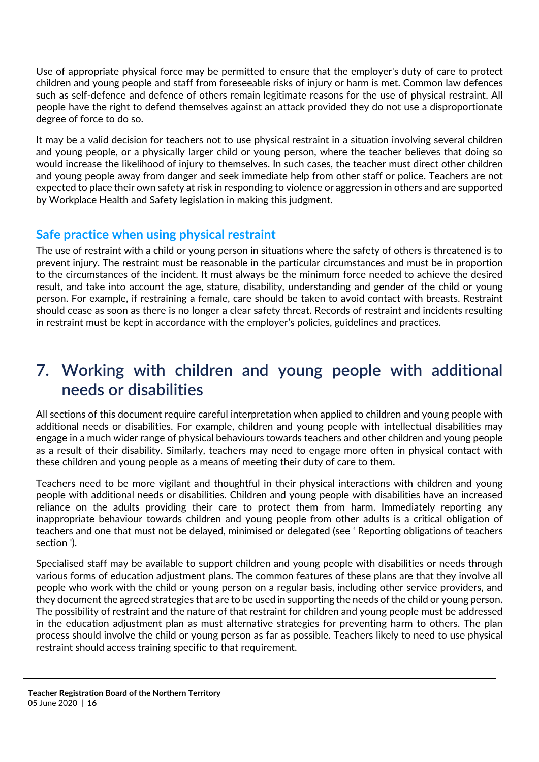Use of appropriate physical force may be permitted to ensure that the employer's duty of care to protect children and young people and staff from foreseeable risks of injury or harm is met. Common law defences such as self-defence and defence of others remain legitimate reasons for the use of physical restraint. All people have the right to defend themselves against an attack provided they do not use a disproportionate degree of force to do so.

It may be a valid decision for teachers not to use physical restraint in a situation involving several children and young people, or a physically larger child or young person, where the teacher believes that doing so would increase the likelihood of injury to themselves. In such cases, the teacher must direct other children and young people away from danger and seek immediate help from other staff or police. Teachers are not expected to place their own safety at risk in responding to violence or aggression in others and are supported by Workplace Health and Safety legislation in making this judgment.

### Safe practice when using physical restraint

The use of restraint with a child or young person in situations where the safety of others is threatened is to prevent injury. The restraint must be reasonable in the particular circumstances and must be in proportion to the circumstances of the incident. It must always be the minimum force needed to achieve the desired result, and take into account the age, stature, disability, understanding and gender of the child or young person. For example, if restraining a female, care should be taken to avoid contact with breasts. Restraint should cease as soon as there is no longer a clear safety threat. Records of restraint and incidents resulting in restraint must be kept in accordance with the employer's policies, guidelines and practices.

## 7. Working with children and young people with additional needs or disabilities

All sections of this document require careful interpretation when applied to children and young people with additional needs or disabilities. For example, children and young people with intellectual disabilities may engage in a much wider range of physical behaviours towards teachers and other children and young people as a result of their disability. Similarly, teachers may need to engage more often in physical contact with these children and young people as a means of meeting their duty of care to them.

Teachers need to be more vigilant and thoughtful in their physical interactions with children and young people with additional needs or disabilities. Children and young people with disabilities have an increased reliance on the adults providing their care to protect them from harm. Immediately reporting any inappropriate behaviour towards children and young people from other adults is a critical obligation of teachers and one that must not be delayed, minimised or delegated (see ' Reporting obligations of teachers section ').

Specialised staff may be available to support children and young people with disabilities or needs through various forms of education adjustment plans. The common features of these plans are that they involve all people who work with the child or young person on a regular basis, including other service providers, and they document the agreed strategies that are to be used in supporting the needs of the child or young person. The possibility of restraint and the nature of that restraint for children and young people must be addressed in the education adjustment plan as must alternative strategies for preventing harm to others. The plan process should involve the child or young person as far as possible. Teachers likely to need to use physical restraint should access training specific to that requirement.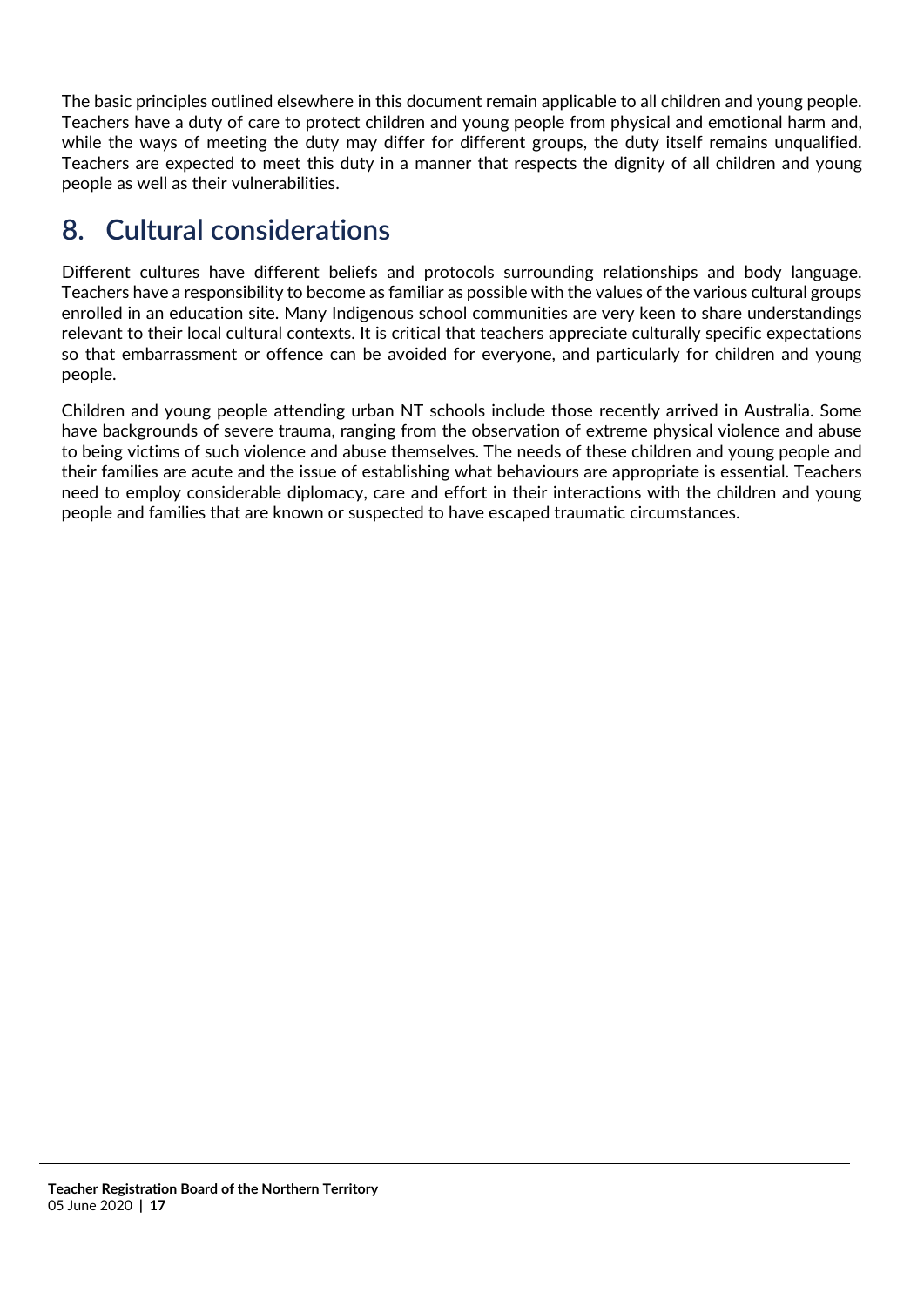The basic principles outlined elsewhere in this document remain applicable to all children and young people. Teachers have a duty of care to protect children and young people from physical and emotional harm and, while the ways of meeting the duty may differ for different groups, the duty itself remains unqualified. Teachers are expected to meet this duty in a manner that respects the dignity of all children and young people as well as their vulnerabilities.

## 8. Cultural considerations

Different cultures have different beliefs and protocols surrounding relationships and body language. Teachers have a responsibility to become as familiar as possible with the values of the various cultural groups enrolled in an education site. Many Indigenous school communities are very keen to share understandings relevant to their local cultural contexts. It is critical that teachers appreciate culturally specific expectations so that embarrassment or offence can be avoided for everyone, and particularly for children and young people.

Children and young people attending urban NT schools include those recently arrived in Australia. Some have backgrounds of severe trauma, ranging from the observation of extreme physical violence and abuse to being victims of such violence and abuse themselves. The needs of these children and young people and their families are acute and the issue of establishing what behaviours are appropriate is essential. Teachers need to employ considerable diplomacy, care and effort in their interactions with the children and young people and families that are known or suspected to have escaped traumatic circumstances.